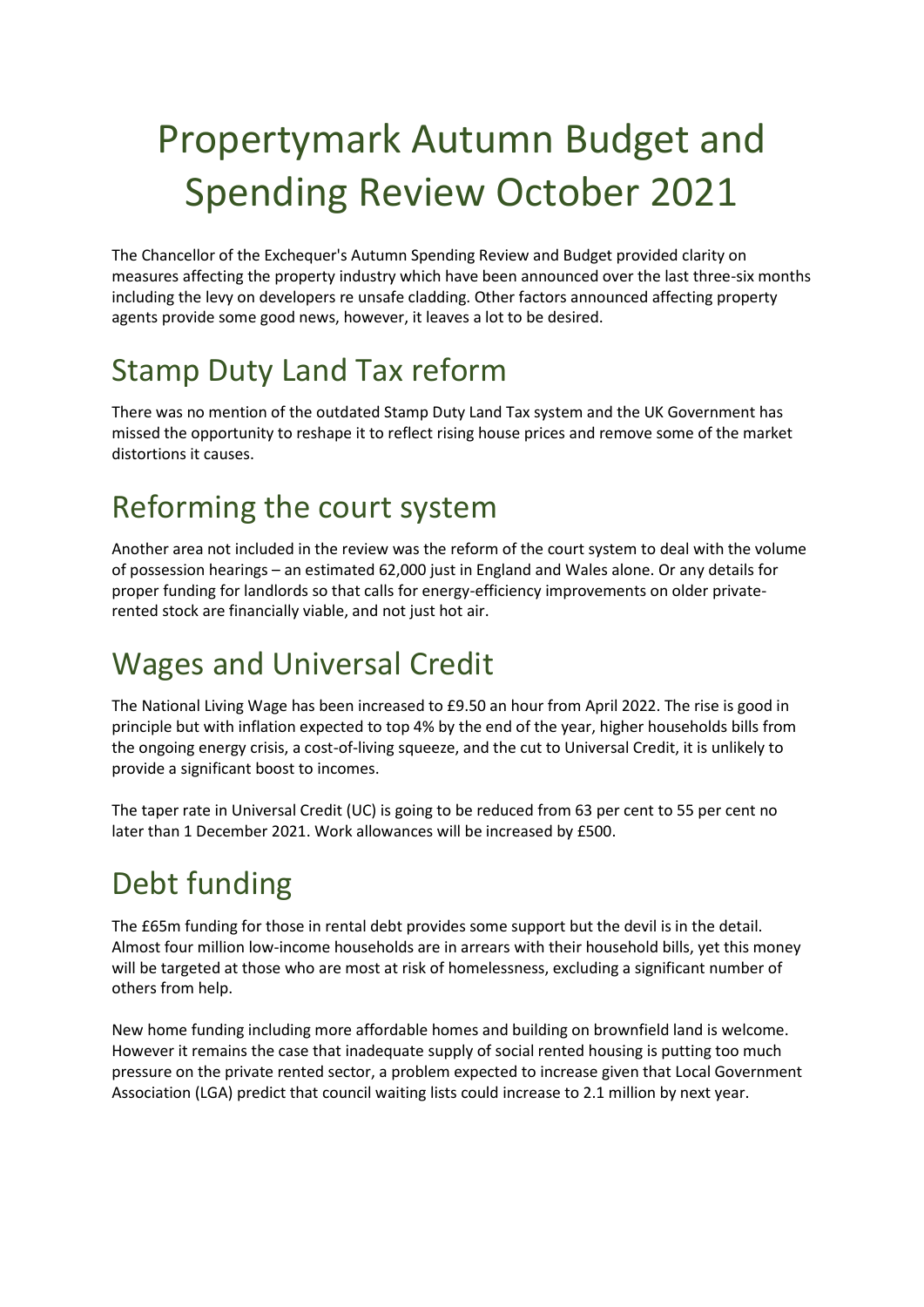# Propertymark Autumn Budget and Spending Review October 2021

The Chancellor of the Exchequer's Autumn Spending Review and Budget provided clarity on measures affecting the property industry which have been announced over the last three-six months including the levy on developers re unsafe cladding. Other factors announced affecting property agents provide some good news, however, it leaves a lot to be desired.

## Stamp Duty Land Tax reform

There was no mention of the outdated Stamp Duty Land Tax system and the UK Government has missed the opportunity to reshape it to reflect rising house prices and remove some of the market distortions it causes.

## Reforming the court system

Another area not included in the review was the reform of the court system to deal with the volume of possession hearings – an estimated 62,000 just in England and Wales alone. Or any details for proper funding for landlords so that calls for energy-efficiency improvements on older private-rented stock are financially viable, and not just hot air.

## Wages and Universal Credit

The National Living Wage has been increased to £9.50 an hour from April 2022. The rise is good in principle but with inflation expected to top 4% by the end of the year, higher households bills from the ongoing energy crisis, a cost-of-living squeeze, and the cut to Universal Credit, it is unlikely to provide a significant boost to incomes.

The taper rate in Universal Credit (UC) is going to be reduced from 63 per cent to 55 per cent no later than 1 December 2021. Work allowances will be increased by £500.

## Debt funding

The £65m funding for those in rental debt provides some support but the devil is in the detail. Almost four million low-income households are in arrears with their household bills, yet this money will be targeted at those who are most at risk of homelessness, excluding a significant number of others from help.

New home funding including more affordable homes and building on brownfield land is welcome. However it remains the case that inadequate supply of social rented housing is putting too much pressure on the private rented sector, a problem expected to increase given that Local Government Association (LGA) predict that council waiting lists could increase to 2.1 million by next year.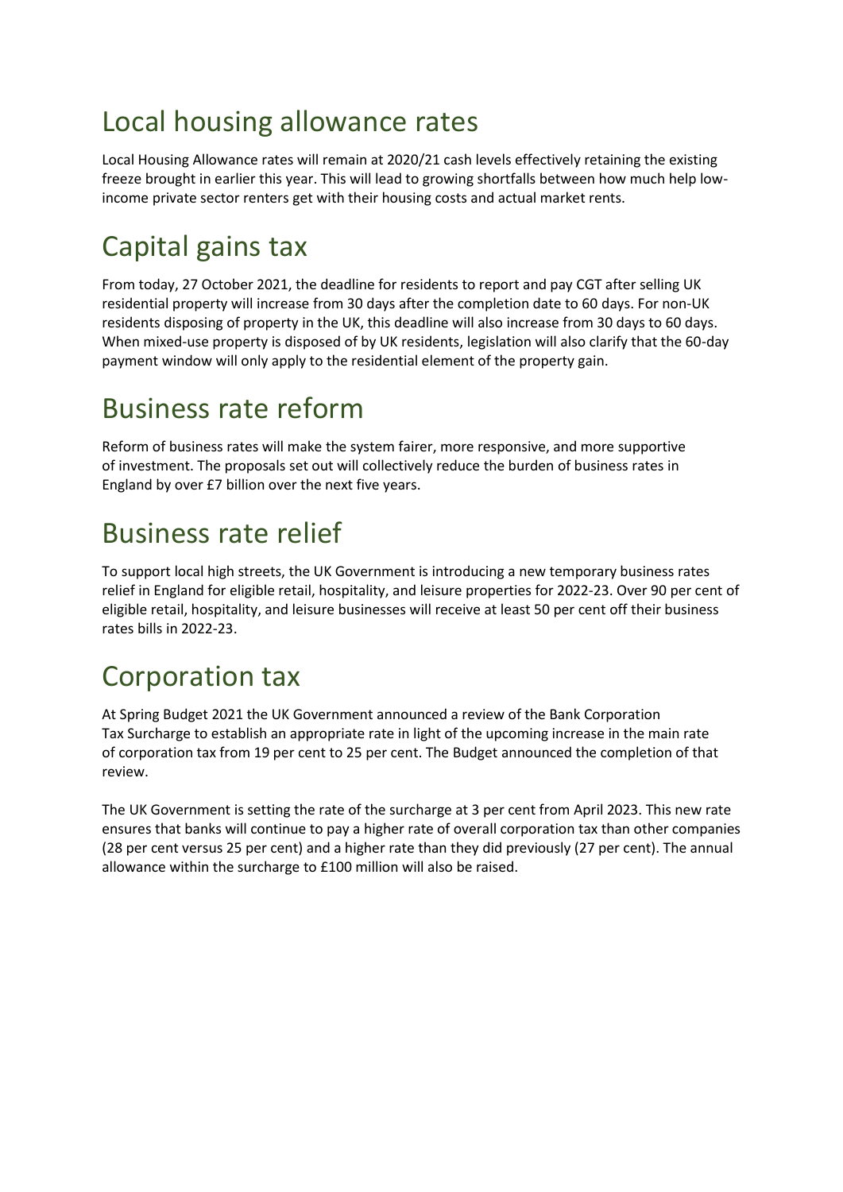## Local housing allowance rates

Local Housing Allowance rates will remain at 2020/21 cash levels effectively retaining the existing freeze brought in earlier this year. This will lead to growing shortfalls between how much help low-income private sector renters get with their housing costs and actual market rents.

## Capital gains tax

From today, 27 October 2021, the deadline for residents to report and pay CGT after selling UK residential property will increase from 30 days after the completion date to 60 days. For non-UK residents disposing of property in the UK, this deadline will also increase from 30 days to 60 days. When mixed-use property is disposed of by UK residents, legislation will also clarify that the 60-day payment window will only apply to the residential element of the property gain.

## Business rate reform

Reform of business rates will make the system fairer, more responsive, and more supportive of investment. The proposals set out will collectively reduce the burden of business rates in England by over £7 billion over the next five years.

## Business rate relief

To support local high streets, the UK Government is introducing a new temporary business rates relief in England for eligible retail, hospitality, and leisure properties for 2022-23. Over 90 per cent of eligible retail, hospitality, and leisure businesses will receive at least 50 per cent off their business rates bills in 2022-23.

## Corporation tax

At Spring Budget 2021 the UK Government announced a review of the Bank Corporation Tax Surcharge to establish an appropriate rate in light of the upcoming increase in the main rate of corporation tax from 19 per cent to 25 per cent. The Budget announced the completion of that review.

The UK Government is setting the rate of the surcharge at 3 per cent from April 2023. This new rate ensures that banks will continue to pay a higher rate of overall corporation tax than other companies (28 per cent versus 25 per cent) and a higher rate than they did previously (27 per cent). The annual allowance within the surcharge to £100 million will also be raised.